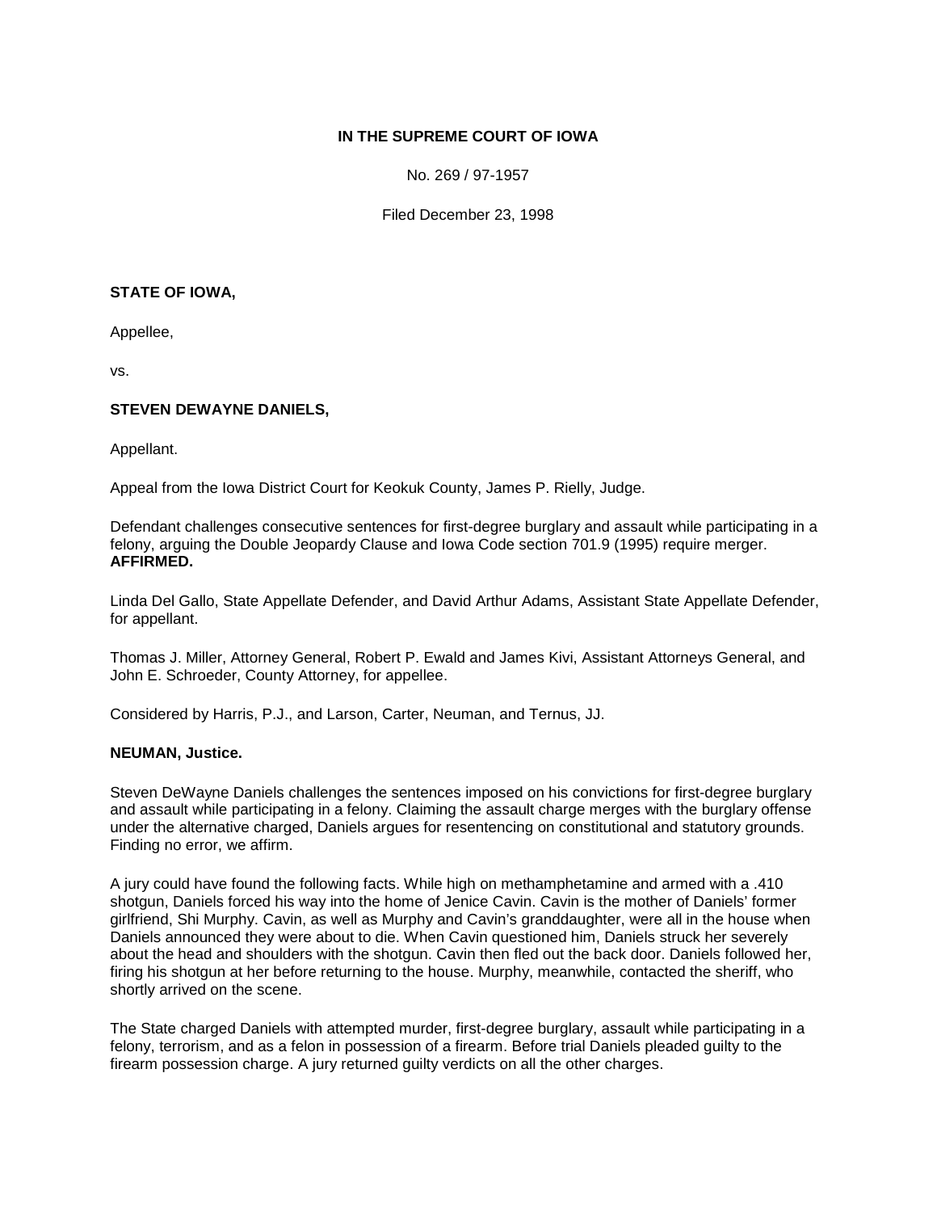**IN THE SUPREME COURT OF IOWA**

No. 269 / 97-1957

Filed December 23, 1998

**STATE OF IOWA,**

Appellee,

vs.

**STEVEN DEWAYNE DANIELS,**

Appellant.

Appeal from the Iowa District Court for Keokuk County, James P. Rielly, Judge.

Defendant challenges consecutive sentences for first-degree burglary and assault while participating in a felony, arguing the Double Jeopardy Clause and Iowa Code section 701.9 (1995) require merger. **AFFIRMED.**

Linda Del Gallo, State Appellate Defender, and David Arthur Adams, Assistant State Appellate Defender, for appellant.

Thomas J. Miller, Attorney General, Robert P. Ewald and James Kivi, Assistant Attorneys General, and John E. Schroeder, County Attorney, for appellee.

Considered by Harris, P.J., and Larson, Carter, Neuman, and Ternus, JJ.

**NEUMAN, Justice.**

Steven DeWayne Daniels challenges the sentences imposed on his convictions for first-degree burglary and assault while participating in a felony. Claiming the assault charge merges with the burglary offense under the alternative charged, Daniels argues for resentencing on constitutional and statutory grounds. Finding no error, we affirm.

A jury could have found the following facts. While high on methamphetamine and armed with a .410 shotgun, Daniels forced his way into the home of Jenice Cavin. Cavin is the mother of Daniels' former girlfriend, Shi Murphy. Cavin, as well as Murphy and Cavin's granddaughter, were all in the house when Daniels announced they were about to die. When Cavin questioned him, Daniels struck her severely about the head and shoulders with the shotgun. Cavin then fled out the back door. Daniels followed her, firing his shotgun at her before returning to the house. Murphy, meanwhile, contacted the sheriff, who shortly arrived on the scene.

The State charged Daniels with attempted murder, first-degree burglary, assault while participating in a felony, terrorism, and as a felon in possession of a firearm. Before trial Daniels pleaded guilty to the firearm possession charge. A jury returned guilty verdicts on all the other charges.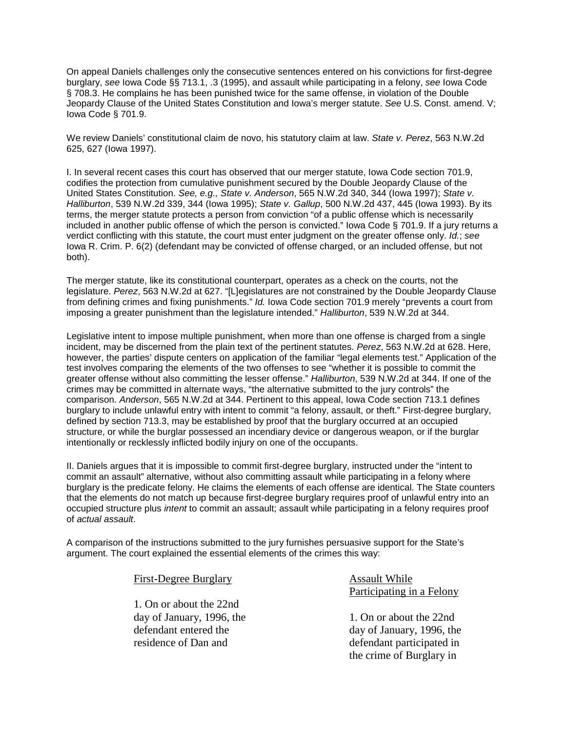On appeal Daniels challenges only the consecutive sentences entered on his convictions for first-degree burglary, *see* Iowa Code §§ 713.1, .3 (1995), and assault while participating in a felony, *see* Iowa Code § 708.3. He complains he has been punished twice for the same offense, in violation of the Double Jeopardy Clause of the United States Constitution and Iowa's merger statute. *See* U.S. Const. amend. V; Iowa Code § 701.9.

We review Daniels' constitutional claim de novo, his statutory claim at law. *State v. Perez*, 563 N.W.2d 625, 627 (Iowa 1997).

I. In several recent cases this court has observed that our merger statute, Iowa Code section 701.9, codifies the protection from cumulative punishment secured by the Double Jeopardy Clause of the United States Constitution. *See, e.g., State v. Anderson*, 565 N.W.2d 340, 344 (Iowa 1997); *State v. Halliburton*, 539 N.W.2d 339, 344 (Iowa 1995); *State v. Gallup*, 500 N.W.2d 437, 445 (Iowa 1993). By its terms, the merger statute protects a person from conviction "of a public offense which is necessarily included in another public offense of which the person is convicted." Iowa Code § 701.9. If a jury returns a verdict conflicting with this statute, the court must enter judgment on the greater offense only. *Id.*; *see* Iowa R. Crim. P. 6(2) (defendant may be convicted of offense charged, or an included offense, but not both).

The merger statute, like its constitutional counterpart, operates as a check on the courts, not the legislature. *Perez*, 563 N.W.2d at 627. "[L]egislatures are not constrained by the Double Jeopardy Clause from defining crimes and fixing punishments." *Id.* Iowa Code section 701.9 merely "prevents a court from imposing a greater punishment than the legislature intended." *Halliburton*, 539 N.W.2d at 344.

Legislative intent to impose multiple punishment, when more than one offense is charged from a single incident, may be discerned from the plain text of the pertinent statutes. *Perez*, 563 N.W.2d at 628. Here, however, the parties' dispute centers on application of the familiar "legal elements test." Application of the test involves comparing the elements of the two offenses to see "whether it is possible to commit the greater offense without also committing the lesser offense." *Halliburton*, 539 N.W.2d at 344. If one of the crimes may be committed in alternate ways, "the alternative submitted to the jury controls" the comparison. *Anderson*, 565 N.W.2d at 344. Pertinent to this appeal, Iowa Code section 713.1 defines burglary to include unlawful entry with intent to commit "a felony, assault, or theft." First-degree burglary, defined by section 713.3, may be established by proof that the burglary occurred at an occupied structure, or while the burglar possessed an incendiary device or dangerous weapon, or if the burglar intentionally or recklessly inflicted bodily injury on one of the occupants.

II. Daniels argues that it is impossible to commit first-degree burglary, instructed under the "intent to commit an assault" alternative, without also committing assault while participating in a felony where burglary is the predicate felony. He claims the elements of each offense are identical. The State counters that the elements do not match up because first-degree burglary requires proof of unlawful entry into an occupied structure plus *intent* to commit an assault; assault while participating in a felony requires proof of *actual assault*.

A comparison of the instructions submitted to the jury furnishes persuasive support for the State's argument. The court explained the essential elements of the crimes this way:

| <u>First-Degree Burglary</u> | <u>Assault While Participating in a Felony</u> |
|---|---|
| 1. On or about the 22nd day of January, 1996, the defendant entered the residence of Dan and | 1. On or about the 22nd day of January, 1996, the defendant participated in the crime of Burglary in |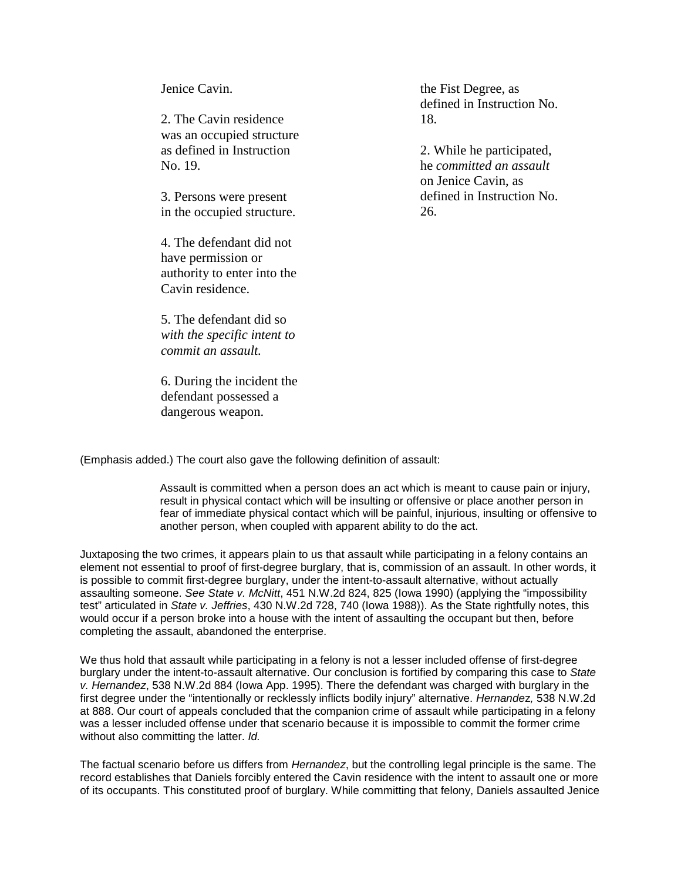Jenice Cavin.

2. The Cavin residence was an occupied structure as defined in Instruction No. 19.

3. Persons were present in the occupied structure.

4. The defendant did not have permission or authority to enter into the Cavin residence.

5. The defendant did so *with the specific intent to commit an assault.*

6. During the incident the defendant possessed a dangerous weapon.

the Fist Degree, as defined in Instruction No. 18.

2. While he participated, he *committed an assault* on Jenice Cavin, as defined in Instruction No. 26.

(Emphasis added.) The court also gave the following definition of assault:

> Assault is committed when a person does an act which is meant to cause pain or injury, result in physical contact which will be insulting or offensive or place another person in fear of immediate physical contact which will be painful, injurious, insulting or offensive to another person, when coupled with apparent ability to do the act.

Juxtaposing the two crimes, it appears plain to us that assault while participating in a felony contains an element not essential to proof of first-degree burglary, that is, commission of an assault. In other words, it is possible to commit first-degree burglary, under the intent-to-assault alternative, without actually assaulting someone. *See State v. McNitt*, 451 N.W.2d 824, 825 (Iowa 1990) (applying the "impossibility test" articulated in *State v. Jeffries*, 430 N.W.2d 728, 740 (Iowa 1988)). As the State rightfully notes, this would occur if a person broke into a house with the intent of assaulting the occupant but then, before completing the assault, abandoned the enterprise.

We thus hold that assault while participating in a felony is not a lesser included offense of first-degree burglary under the intent-to-assault alternative. Our conclusion is fortified by comparing this case to *State v. Hernandez*, 538 N.W.2d 884 (Iowa App. 1995). There the defendant was charged with burglary in the first degree under the "intentionally or recklessly inflicts bodily injury" alternative. *Hernandez,* 538 N.W.2d at 888. Our court of appeals concluded that the companion crime of assault while participating in a felony was a lesser included offense under that scenario because it is impossible to commit the former crime without also committing the latter. *Id.*

The factual scenario before us differs from *Hernandez*, but the controlling legal principle is the same. The record establishes that Daniels forcibly entered the Cavin residence with the intent to assault one or more of its occupants. This constituted proof of burglary. While committing that felony, Daniels assaulted Jenice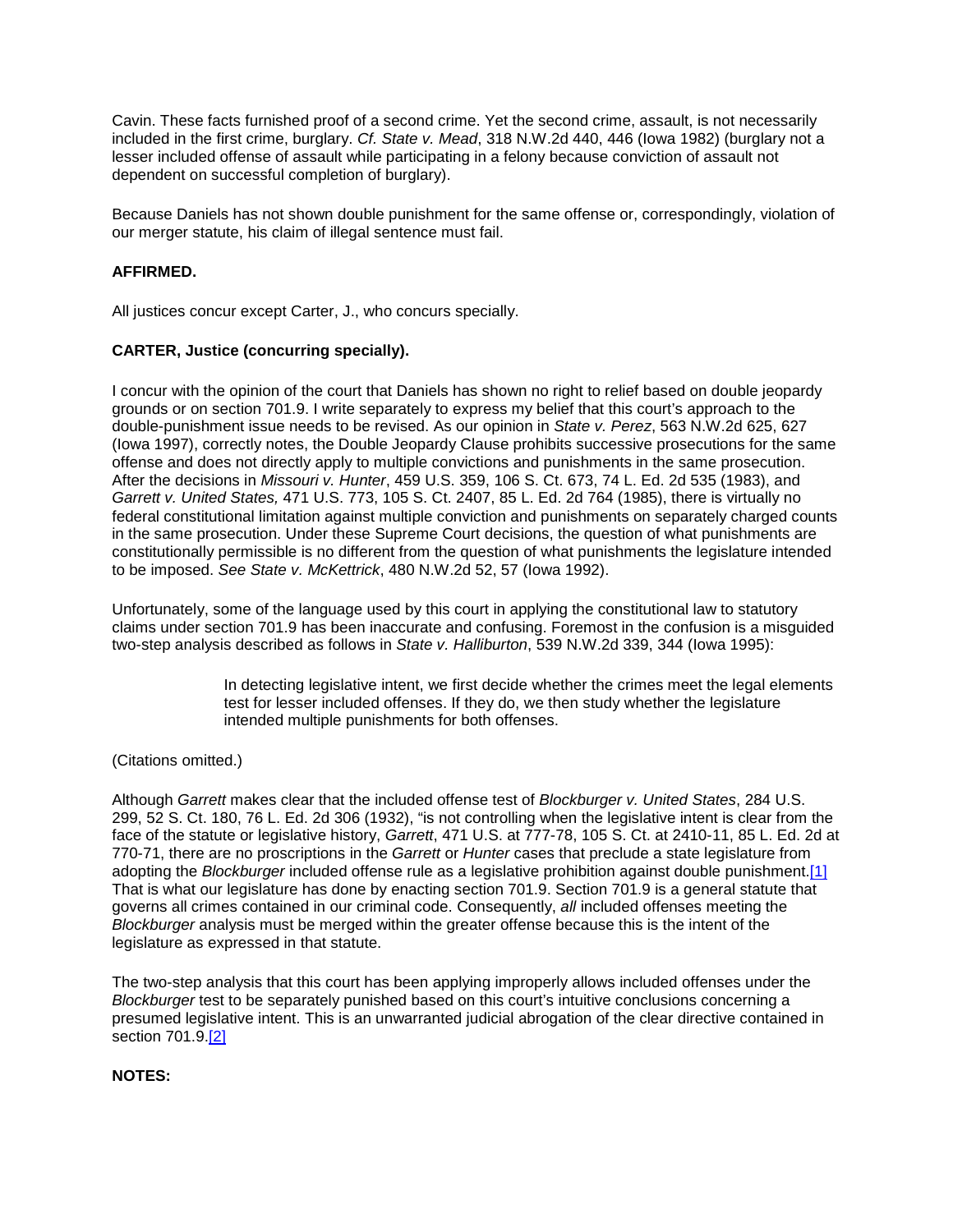Cavin. These facts furnished proof of a second crime. Yet the second crime, assault, is not necessarily included in the first crime, burglary. *Cf. State v. Mead*, 318 N.W.2d 440, 446 (Iowa 1982) (burglary not a lesser included offense of assault while participating in a felony because conviction of assault not dependent on successful completion of burglary).

Because Daniels has not shown double punishment for the same offense or, correspondingly, violation of our merger statute, his claim of illegal sentence must fail.

**AFFIRMED.**

All justices concur except Carter, J., who concurs specially.

**CARTER, Justice (concurring specially).**

I concur with the opinion of the court that Daniels has shown no right to relief based on double jeopardy grounds or on section 701.9. I write separately to express my belief that this court's approach to the double-punishment issue needs to be revised. As our opinion in *State v. Perez*, 563 N.W.2d 625, 627 (Iowa 1997), correctly notes, the Double Jeopardy Clause prohibits successive prosecutions for the same offense and does not directly apply to multiple convictions and punishments in the same prosecution. After the decisions in *Missouri v. Hunter*, 459 U.S. 359, 106 S. Ct. 673, 74 L. Ed. 2d 535 (1983), and *Garrett v. United States,* 471 U.S. 773, 105 S. Ct. 2407, 85 L. Ed. 2d 764 (1985), there is virtually no federal constitutional limitation against multiple conviction and punishments on separately charged counts in the same prosecution. Under these Supreme Court decisions, the question of what punishments are constitutionally permissible is no different from the question of what punishments the legislature intended to be imposed. *See State v. McKettrick*, 480 N.W.2d 52, 57 (Iowa 1992).

Unfortunately, some of the language used by this court in applying the constitutional law to statutory claims under section 701.9 has been inaccurate and confusing. Foremost in the confusion is a misguided two-step analysis described as follows in *State v. Halliburton*, 539 N.W.2d 339, 344 (Iowa 1995):

> In detecting legislative intent, we first decide whether the crimes meet the legal elements test for lesser included offenses. If they do, we then study whether the legislature intended multiple punishments for both offenses.

(Citations omitted.)

Although *Garrett* makes clear that the included offense test of *Blockburger v. United States*, 284 U.S. 299, 52 S. Ct. 180, 76 L. Ed. 2d 306 (1932), "is not controlling when the legislative intent is clear from the face of the statute or legislative history, *Garrett*, 471 U.S. at 777-78, 105 S. Ct. at 2410-11, 85 L. Ed. 2d at 770-71, there are no proscriptions in the *Garrett* or *Hunter* cases that preclude a state legislature from adopting the *Blockburger* included offense rule as a legislative prohibition against double punishment.[1] That is what our legislature has done by enacting section 701.9. Section 701.9 is a general statute that governs all crimes contained in our criminal code. Consequently, *all* included offenses meeting the *Blockburger* analysis must be merged within the greater offense because this is the intent of the legislature as expressed in that statute.

The two-step analysis that this court has been applying improperly allows included offenses under the *Blockburger* test to be separately punished based on this court's intuitive conclusions concerning a presumed legislative intent. This is an unwarranted judicial abrogation of the clear directive contained in section 701.9.[2]

**NOTES:**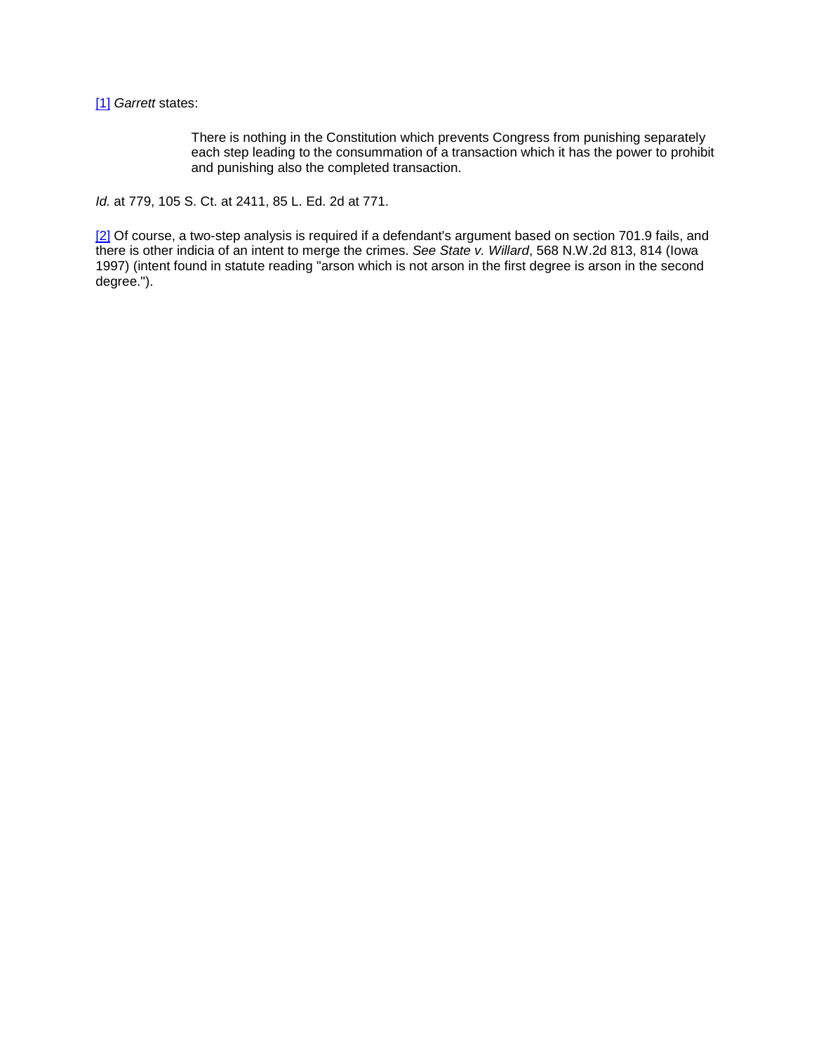[1] *Garrett* states:

> There is nothing in the Constitution which prevents Congress from punishing separately each step leading to the consummation of a transaction which it has the power to prohibit and punishing also the completed transaction.

*Id.* at 779, 105 S. Ct. at 2411, 85 L. Ed. 2d at 771.

[2] Of course, a two-step analysis is required if a defendant's argument based on section 701.9 fails, and there is other indicia of an intent to merge the crimes. *See State v. Willard*, 568 N.W.2d 813, 814 (Iowa 1997) (intent found in statute reading "arson which is not arson in the first degree is arson in the second degree.").